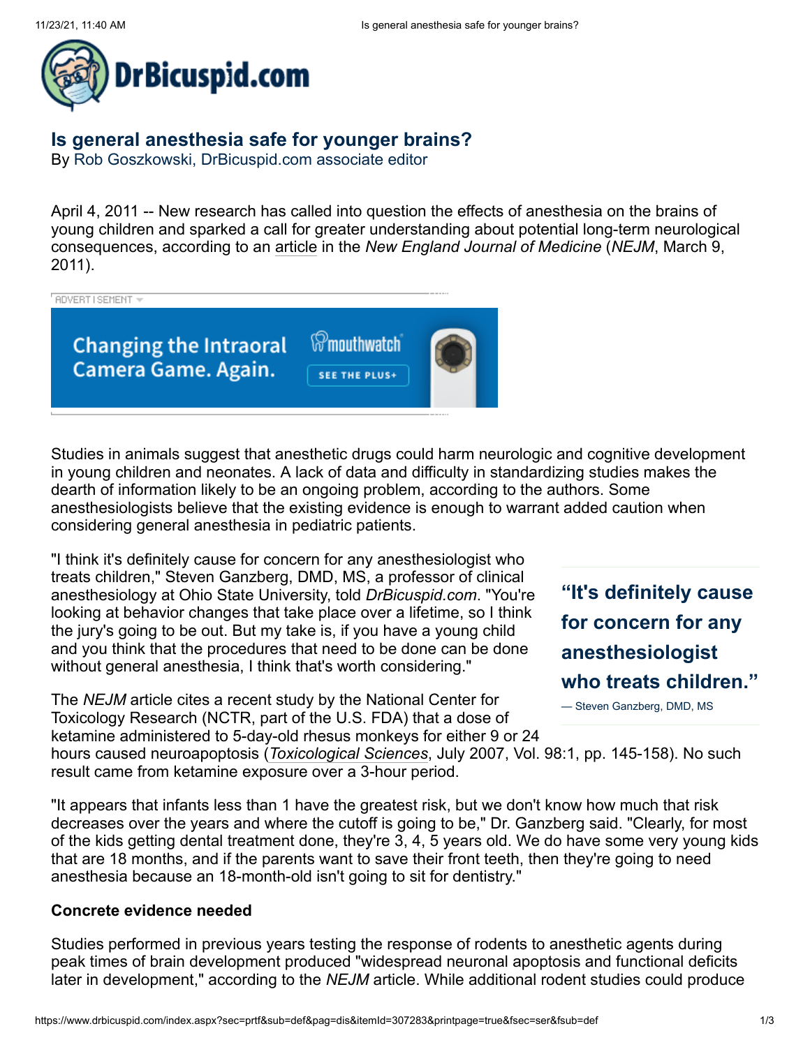# Is general anesthesia safe for younger brains?

By Rob Goszkowski, DrBicuspid.com associate editor

April 4, 2011 -- New research has called into question the effects of anesthesia on the brains of young children and sparked a call for greater understanding about potential long-term neurological consequences, according to an article in the *New England Journal of Medicine* (*NEJM*, March 9, 2011).

Studies in animals suggest that anesthetic drugs could harm neurologic and cognitive development in young children and neonates. A lack of data and difficulty in standardizing studies makes the dearth of information likely to be an ongoing problem, according to the authors. Some anesthesiologists believe that the existing evidence is enough to warrant added caution when considering general anesthesia in pediatric patients.

"I think it's definitely cause for concern for any anesthesiologist who treats children," Steven Ganzberg, DMD, MS, a professor of clinical anesthesiology at Ohio State University, told *DrBicuspid.com*. "You're looking at behavior changes that take place over a lifetime, so I think the jury's going to be out. But my take is, if you have a young child and you think that the procedures that need to be done can be done without general anesthesia, I think that's worth considering."

> **"It's definitely cause for concern for any anesthesiologist who treats children."**
> — Steven Ganzberg, DMD, MS

The *NEJM* article cites a recent study by the National Center for Toxicology Research (NCTR, part of the U.S. FDA) that a dose of ketamine administered to 5-day-old rhesus monkeys for either 9 or 24 hours caused neuroapoptosis (*Toxicological Sciences*, July 2007, Vol. 98:1, pp. 145-158). No such result came from ketamine exposure over a 3-hour period.

"It appears that infants less than 1 have the greatest risk, but we don't know how much that risk decreases over the years and where the cutoff is going to be," Dr. Ganzberg said. "Clearly, for most of the kids getting dental treatment done, they're 3, 4, 5 years old. We do have some very young kids that are 18 months, and if the parents want to save their front teeth, then they're going to need anesthesia because an 18-month-old isn't going to sit for dentistry."

**Concrete evidence needed**

Studies performed in previous years testing the response of rodents to anesthetic agents during peak times of brain development produced "widespread neuronal apoptosis and functional deficits later in development," according to the *NEJM* article. While additional rodent studies could produce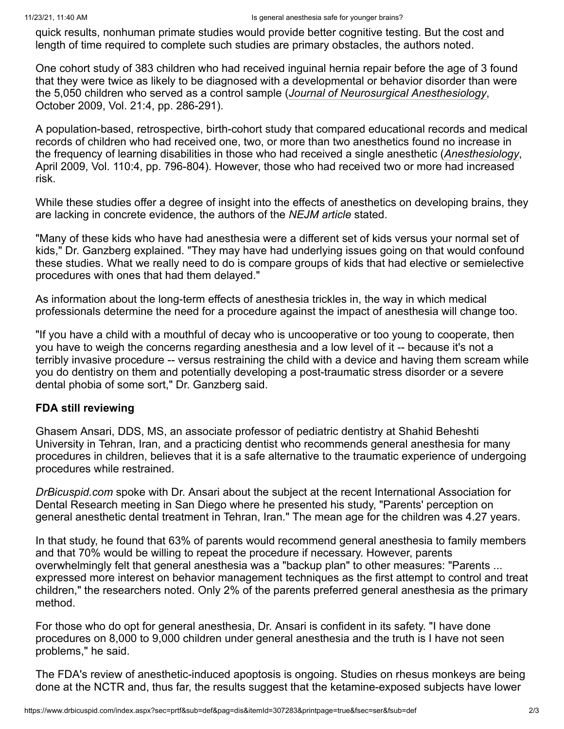quick results, nonhuman primate studies would provide better cognitive testing. But the cost and length of time required to complete such studies are primary obstacles, the authors noted.

One cohort study of 383 children who had received inguinal hernia repair before the age of 3 found that they were twice as likely to be diagnosed with a developmental or behavior disorder than were the 5,050 children who served as a control sample (*Journal of Neurosurgical Anesthesiology*, October 2009, Vol. 21:4, pp. 286-291).

A population-based, retrospective, birth-cohort study that compared educational records and medical records of children who had received one, two, or more than two anesthetics found no increase in the frequency of learning disabilities in those who had received a single anesthetic (*Anesthesiology*, April 2009, Vol. 110:4, pp. 796-804). However, those who had received two or more had increased risk.

While these studies offer a degree of insight into the effects of anesthetics on developing brains, they are lacking in concrete evidence, the authors of the *NEJM article* stated.

"Many of these kids who have had anesthesia were a different set of kids versus your normal set of kids," Dr. Ganzberg explained. "They may have had underlying issues going on that would confound these studies. What we really need to do is compare groups of kids that had elective or semielective procedures with ones that had them delayed."

As information about the long-term effects of anesthesia trickles in, the way in which medical professionals determine the need for a procedure against the impact of anesthesia will change too.

"If you have a child with a mouthful of decay who is uncooperative or too young to cooperate, then you have to weigh the concerns regarding anesthesia and a low level of it -- because it's not a terribly invasive procedure -- versus restraining the child with a device and having them scream while you do dentistry on them and potentially developing a post-traumatic stress disorder or a severe dental phobia of some sort," Dr. Ganzberg said.

**FDA still reviewing**

Ghasem Ansari, DDS, MS, an associate professor of pediatric dentistry at Shahid Beheshti University in Tehran, Iran, and a practicing dentist who recommends general anesthesia for many procedures in children, believes that it is a safe alternative to the traumatic experience of undergoing procedures while restrained.

*DrBicuspid.com* spoke with Dr. Ansari about the subject at the recent International Association for Dental Research meeting in San Diego where he presented his study, "Parents' perception on general anesthetic dental treatment in Tehran, Iran." The mean age for the children was 4.27 years.

In that study, he found that 63% of parents would recommend general anesthesia to family members and that 70% would be willing to repeat the procedure if necessary. However, parents overwhelmingly felt that general anesthesia was a "backup plan" to other measures: "Parents ... expressed more interest on behavior management techniques as the first attempt to control and treat children," the researchers noted. Only 2% of the parents preferred general anesthesia as the primary method.

For those who do opt for general anesthesia, Dr. Ansari is confident in its safety. "I have done procedures on 8,000 to 9,000 children under general anesthesia and the truth is I have not seen problems," he said.

The FDA's review of anesthetic-induced apoptosis is ongoing. Studies on rhesus monkeys are being done at the NCTR and, thus far, the results suggest that the ketamine-exposed subjects have lower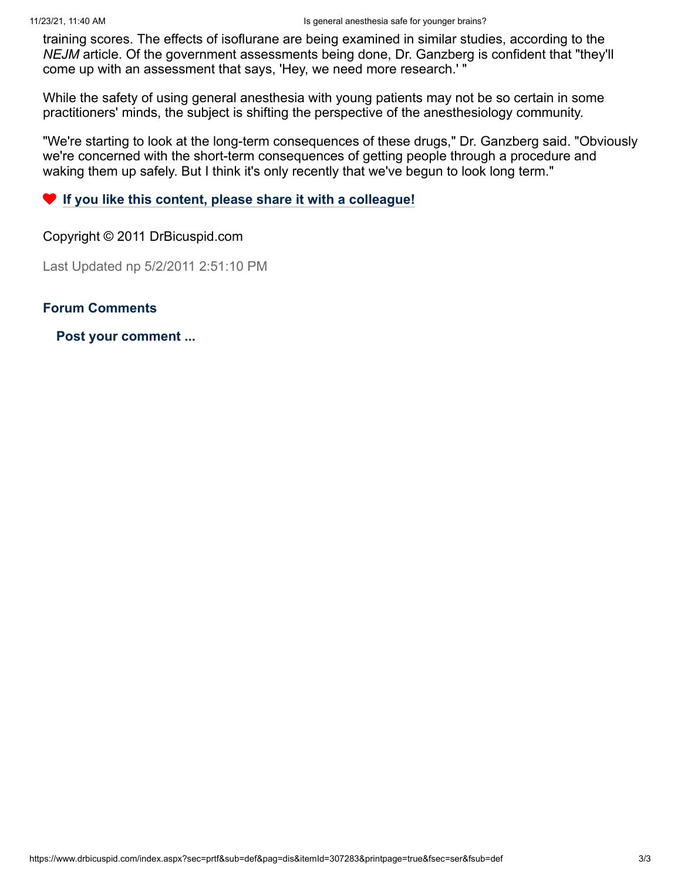training scores. The effects of isoflurane are being examined in similar studies, according to the *NEJM* article. Of the government assessments being done, Dr. Ganzberg is confident that "they'll come up with an assessment that says, 'Hey, we need more research.' "

While the safety of using general anesthesia with young patients may not be so certain in some practitioners' minds, the subject is shifting the perspective of the anesthesiology community.

"We're starting to look at the long-term consequences of these drugs," Dr. Ganzberg said. "Obviously we're concerned with the short-term consequences of getting people through a procedure and waking them up safely. But I think it's only recently that we've begun to look long term."

❤ **If you like this content, please share it with a colleague!**

Copyright © 2011 DrBicuspid.com

Last Updated np 5/2/2011 2:51:10 PM

**Forum Comments**

**Post your comment ...**